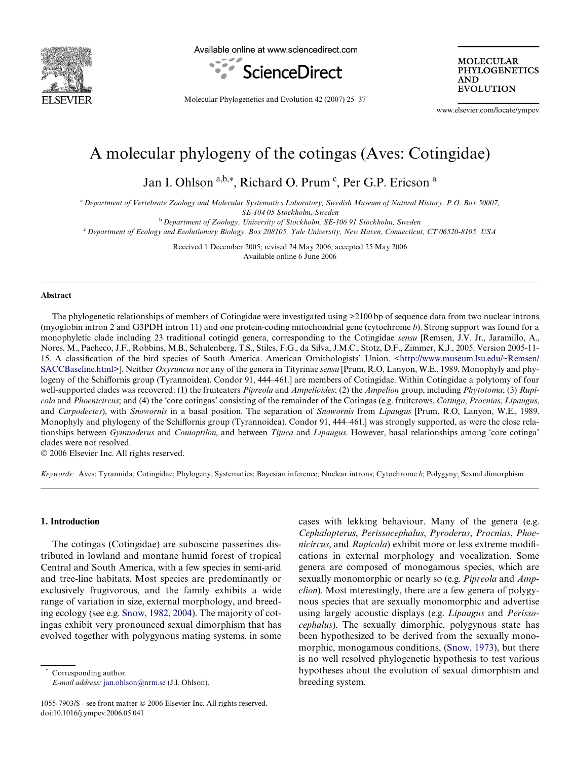# A molecular phylogeny of the cotingas (Aves: Cotingidae)

Jan I. Ohlson [a,b,*], Richard O. Prum [c], Per G.P. Ericson [a]

[a] *Department of Vertebrate Zoology and Molecular Systematics Laboratory, Swedish Museum of Natural History, P.O. Box 50007, SE-104 05 Stockholm, Sweden*

[b] *Department of Zoology, University of Stockholm, SE-106 91 Stockholm, Sweden*

[c] *Department of Ecology and Evolutionary Biology, Box 208105, Yale University, New Haven, Connecticut, CT 06520-8105, USA*

Received 1 December 2005; revised 24 May 2006; accepted 25 May 2006
Available online 6 June 2006

## Abstract

The phylogenetic relationships of members of Cotingidae were investigated using >2100 bp of sequence data from two nuclear introns (myoglobin intron 2 and G3PDH intron 11) and one protein-coding mitochondrial gene (cytochrome *b*). Strong support was found for a monophyletic clade including 23 traditional cotingid genera, corresponding to the Cotingidae *sensu* [Remsen, J.V. Jr., Jaramillo, A., Nores, M., Pacheco, J.F., Robbins, M.B., Schulenberg, T.S., Stiles, F.G., da Silva, J.M.C., Stotz, D.F., Zimmer, K.J., 2005. Version 2005-11-15. A classification of the bird species of South America. American Ornithologists' Union. <http://www.museum.lsu.edu/~Remsen/SACCBaseline.html>]. Neither *Oxyruncus* nor any of the genera in Tityrinae *sensu* [Prum, R.O, Lanyon, W.E., 1989. Monophyly and phylogeny of the Schiffornis group (Tyrannoidea). Condor 91, 444–461.] are members of Cotingidae. Within Cotingidae a polytomy of four well-supported clades was recovered: (1) the fruiteaters *Pipreola* and *Ampelioides*; (2) the *Ampelion* group, including *Phytotoma*; (3) *Rupicola* and *Phoenicircus*; and (4) the 'core cotingas' consisting of the remainder of the Cotingas (e.g. fruitcrows, *Cotinga*, *Procnias*, *Lipaugus*, and *Carpodectes*), with *Snowornis* in a basal position. The separation of *Snowornis* from *Lipaugus* [Prum, R.O, Lanyon, W.E., 1989. Monophyly and phylogeny of the Schiffornis group (Tyrannoidea). Condor 91, 444–461.] was strongly supported, as were the close relationships between *Gymnoderus* and *Conioptilon*, and between *Tijuca* and *Lipaugus*. However, basal relationships among 'core cotinga' clades were not resolved.

© 2006 Elsevier Inc. All rights reserved.

*Keywords:* Aves; Tyrannida; Cotingidae; Phylogeny; Systematics; Bayesian inference; Nuclear introns; Cytochrome *b*; Polygyny; Sexual dimorphism

## 1. Introduction

The cotingas (Cotingidae) are suboscine passerines distributed in lowland and montane humid forest of tropical Central and South America, with a few species in semi-arid and tree-line habitats. Most species are predominantly or exclusively frugivorous, and the family exhibits a wide range of variation in size, external morphology, and breeding ecology (see e.g. Snow, 1982, 2004). The majority of cotingas exhibit very pronounced sexual dimorphism that has evolved together with polygynous mating systems, in some cases with lekking behaviour. Many of the genera (e.g. *Cephalopterus*, *Perissocephalus*, *Pyroderus*, *Procnias*, *Phoenicircus*, and *Rupicola*) exhibit more or less extreme modifications in external morphology and vocalization. Some genera are composed of monogamous species, which are sexually monomorphic or nearly so (e.g. *Pipreola* and *Ampelion*). Most interestingly, there are a few genera of polygynous species that are sexually monomorphic and advertise using largely acoustic displays (e.g. *Lipaugus* and *Perissocephalus*). The sexually dimorphic, polygynous state has been hypothesized to be derived from the sexually monomorphic, monogamous conditions, (Snow, 1973), but there is no well resolved phylogenetic hypothesis to test various hypotheses about the evolution of sexual dimorphism and breeding system.

\* Corresponding author.
*E-mail address:* jan.ohlson@nrm.se (J.I. Ohlson).

1055-7903/$ - see front matter © 2006 Elsevier Inc. All rights reserved.
doi:10.1016/j.ympev.2006.05.041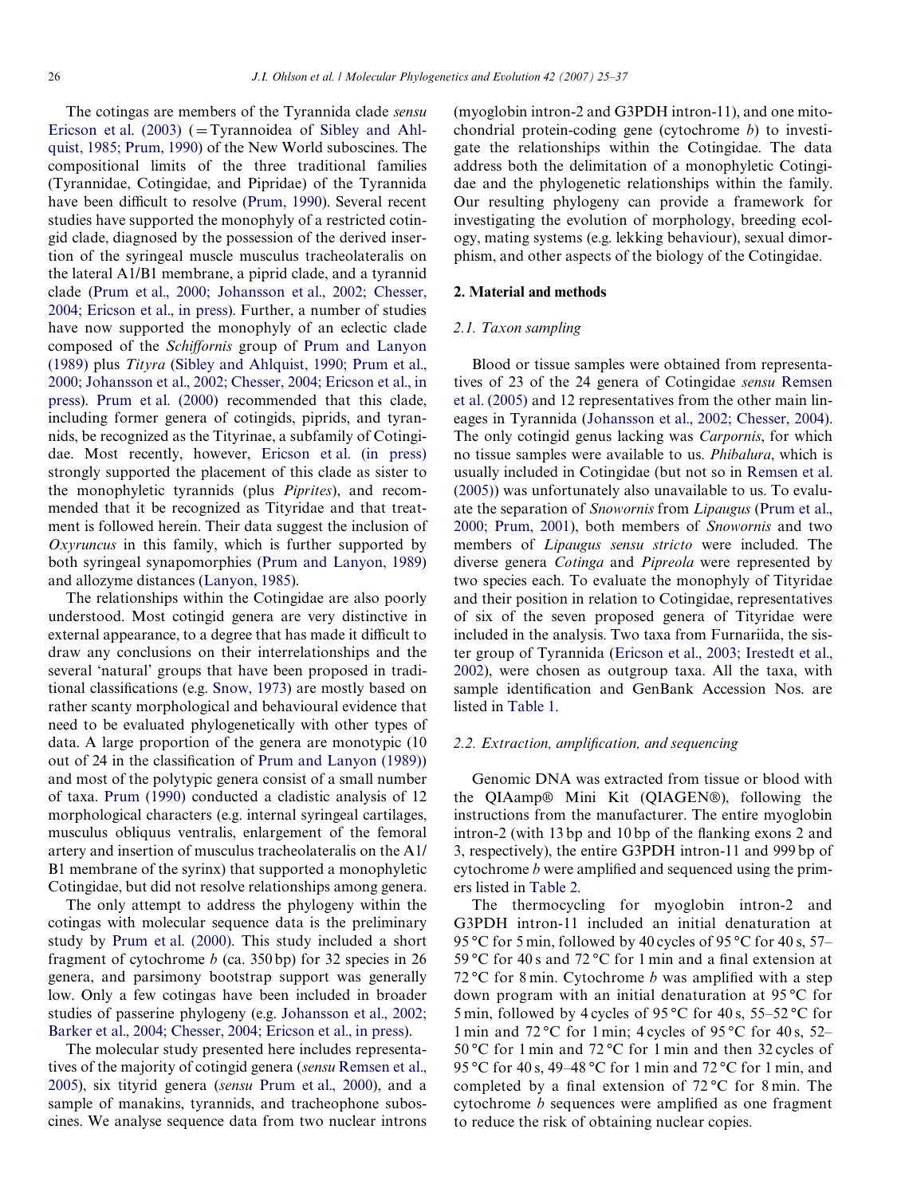The cotingas are members of the Tyrannida clade *sensu* Ericson et al. (2003) (=Tyrannoidea of Sibley and Ahlquist, 1985; Prum, 1990) of the New World suboscines. The compositional limits of the three traditional families (Tyrannidae, Cotingidae, and Pipridae) of the Tyrannida have been difficult to resolve (Prum, 1990). Several recent studies have supported the monophyly of a restricted cotingid clade, diagnosed by the possession of the derived insertion of the syringeal muscle musculus tracheolateralis on the lateral A1/B1 membrane, a piprid clade, and a tyrannid clade (Prum et al., 2000; Johansson et al., 2002; Chesser, 2004; Ericson et al., in press). Further, a number of studies have now supported the monophyly of an eclectic clade composed of the *Schiffornis* group of Prum and Lanyon (1989) plus *Tityra* (Sibley and Ahlquist, 1990; Prum et al., 2000; Johansson et al., 2002; Chesser, 2004; Ericson et al., in press). Prum et al. (2000) recommended that this clade, including former genera of cotingids, piprids, and tyrannids, be recognized as the Tityrinae, a subfamily of Cotingidae. Most recently, however, Ericson et al. (in press) strongly supported the placement of this clade as sister to the monophyletic tyrannids (plus *Piprites*), and recommended that it be recognized as Tityridae and that treatment is followed herein. Their data suggest the inclusion of *Oxyruncus* in this family, which is further supported by both syringeal synapomorphies (Prum and Lanyon, 1989) and allozyme distances (Lanyon, 1985).

The relationships within the Cotingidae are also poorly understood. Most cotingid genera are very distinctive in external appearance, to a degree that has made it difficult to draw any conclusions on their interrelationships and the several 'natural' groups that have been proposed in traditional classifications (e.g. Snow, 1973) are mostly based on rather scanty morphological and behavioural evidence that need to be evaluated phylogenetically with other types of data. A large proportion of the genera are monotypic (10 out of 24 in the classification of Prum and Lanyon (1989)) and most of the polytypic genera consist of a small number of taxa. Prum (1990) conducted a cladistic analysis of 12 morphological characters (e.g. internal syringeal cartilages, musculus obliquus ventralis, enlargement of the femoral artery and insertion of musculus tracheolateralis on the A1/B1 membrane of the syrinx) that supported a monophyletic Cotingidae, but did not resolve relationships among genera.

The only attempt to address the phylogeny within the cotingas with molecular sequence data is the preliminary study by Prum et al. (2000). This study included a short fragment of cytochrome *b* (ca. 350 bp) for 32 species in 26 genera, and parsimony bootstrap support was generally low. Only a few cotingas have been included in broader studies of passerine phylogeny (e.g. Johansson et al., 2002; Barker et al., 2004; Chesser, 2004; Ericson et al., in press).

The molecular study presented here includes representatives of the majority of cotingid genera (*sensu* Remsen et al., 2005), six tityrid genera (*sensu* Prum et al., 2000), and a sample of manakins, tyrannids, and tracheophone suboscines. We analyse sequence data from two nuclear introns (myoglobin intron-2 and G3PDH intron-11), and one mitochondrial protein-coding gene (cytochrome *b*) to investigate the relationships within the Cotingidae. The data address both the delimitation of a monophyletic Cotingidae and the phylogenetic relationships within the family. Our resulting phylogeny can provide a framework for investigating the evolution of morphology, breeding ecology, mating systems (e.g. lekking behaviour), sexual dimorphism, and other aspects of the biology of the Cotingidae.

## 2. Material and methods

### 2.1. Taxon sampling

Blood or tissue samples were obtained from representatives of 23 of the 24 genera of Cotingidae *sensu* Remsen et al. (2005) and 12 representatives from the other main lineages in Tyrannida (Johansson et al., 2002; Chesser, 2004). The only cotingid genus lacking was *Carpornis*, for which no tissue samples were available to us. *Phibalura*, which is usually included in Cotingidae (but not so in Remsen et al. (2005)) was unfortunately also unavailable to us. To evaluate the separation of *Snowornis* from *Lipaugus* (Prum et al., 2000; Prum, 2001), both members of *Snowornis* and two members of *Lipaugus sensu stricto* were included. The diverse genera *Cotinga* and *Pipreola* were represented by two species each. To evaluate the monophyly of Tityridae and their position in relation to Cotingidae, representatives of six of the seven proposed genera of Tityridae were included in the analysis. Two taxa from Furnariida, the sister group of Tyrannida (Ericson et al., 2003; Irestedt et al., 2002), were chosen as outgroup taxa. All the taxa, with sample identification and GenBank Accession Nos. are listed in Table 1.

### 2.2. Extraction, amplification, and sequencing

Genomic DNA was extracted from tissue or blood with the QIAamp® Mini Kit (QIAGEN®), following the instructions from the manufacturer. The entire myoglobin intron-2 (with 13 bp and 10 bp of the flanking exons 2 and 3, respectively), the entire G3PDH intron-11 and 999 bp of cytochrome *b* were amplified and sequenced using the primers listed in Table 2.

The thermocycling for myoglobin intron-2 and G3PDH intron-11 included an initial denaturation at 95 °C for 5 min, followed by 40 cycles of 95 °C for 40 s, 57–59 °C for 40 s and 72 °C for 1 min and a final extension at 72 °C for 8 min. Cytochrome *b* was amplified with a step down program with an initial denaturation at 95 °C for 5 min, followed by 4 cycles of 95 °C for 40 s, 55–52 °C for 1 min and 72 °C for 1 min; 4 cycles of 95 °C for 40 s, 52–50 °C for 1 min and 72 °C for 1 min and then 32 cycles of 95 °C for 40 s, 49–48 °C for 1 min and 72 °C for 1 min, and completed by a final extension of 72 °C for 8 min. The cytochrome *b* sequences were amplified as one fragment to reduce the risk of obtaining nuclear copies.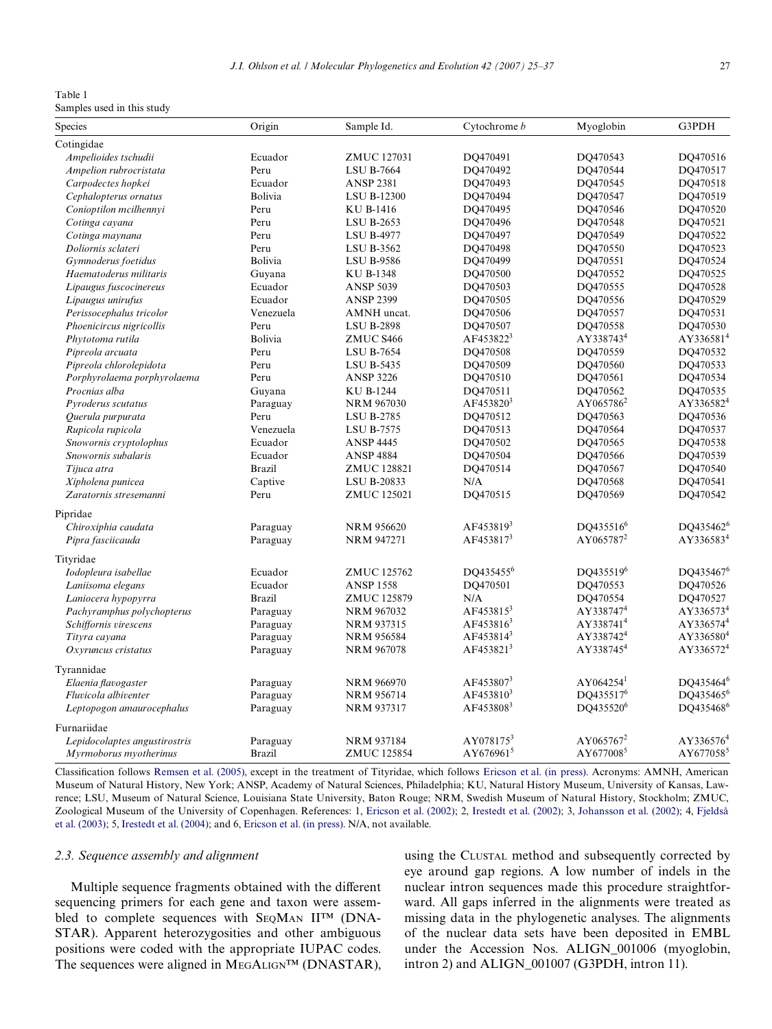Table 1
Samples used in this study

| Species | Origin | Sample Id. | Cytochrome *b* | Myoglobin | G3PDH |
|---|---|---|---|---|---|
| Cotingidae | | | | | |
| *Ampelioides tschudii* | Ecuador | ZMUC 127031 | DQ470491 | DQ470543 | DQ470516 |
| *Ampelion rubrocristata* | Peru | LSU B-7664 | DQ470492 | DQ470544 | DQ470517 |
| *Carpodectes hopkei* | Ecuador | ANSP 2381 | DQ470493 | DQ470545 | DQ470518 |
| *Cephalopterus ornatus* | Bolivia | LSU B-12300 | DQ470494 | DQ470547 | DQ470519 |
| *Conioptilon mcilhennyi* | Peru | KU B-1416 | DQ470495 | DQ470546 | DQ470520 |
| *Cotinga cayana* | Peru | LSU B-2653 | DQ470496 | DQ470548 | DQ470521 |
| *Cotinga maynana* | Peru | LSU B-4977 | DQ470497 | DQ470549 | DQ470522 |
| *Doliornis sclateri* | Peru | LSU B-3562 | DQ470498 | DQ470550 | DQ470523 |
| *Gymnoderus foetidus* | Bolivia | LSU B-9586 | DQ470499 | DQ470551 | DQ470524 |
| *Haematoderus militaris* | Guyana | KU B-1348 | DQ470500 | DQ470552 | DQ470525 |
| *Lipaugus fuscocinereus* | Ecuador | ANSP 5039 | DQ470503 | DQ470555 | DQ470528 |
| *Lipaugus unirufus* | Ecuador | ANSP 2399 | DQ470505 | DQ470556 | DQ470529 |
| *Perissocephalus tricolor* | Venezuela | AMNH uncat. | DQ470506 | DQ470557 | DQ470531 |
| *Phoenicircus nigricollis* | Peru | LSU B-2898 | DQ470507 | DQ470558 | DQ470530 |
| *Phytotoma rutila* | Bolivia | ZMUC S466 | AF453822[3] | AY338743[4] | AY336581[4] |
| *Pipreola arcuata* | Peru | LSU B-7654 | DQ470508 | DQ470559 | DQ470532 |
| *Pipreola chlorolepidota* | Peru | LSU B-5435 | DQ470509 | DQ470560 | DQ470533 |
| *Porphyrolaema porphyrolaema* | Peru | ANSP 3226 | DQ470510 | DQ470561 | DQ470534 |
| *Procnias alba* | Guyana | KU B-1244 | DQ470511 | DQ470562 | DQ470535 |
| *Pyroderus scutatus* | Paraguay | NRM 967030 | AF453820[3] | AY065786[2] | AY336582[4] |
| *Querula purpurata* | Peru | LSU B-2785 | DQ470512 | DQ470563 | DQ470536 |
| *Rupicola rupicola* | Venezuela | LSU B-7575 | DQ470513 | DQ470564 | DQ470537 |
| *Snowornis cryptolophus* | Ecuador | ANSP 4445 | DQ470502 | DQ470565 | DQ470538 |
| *Snowornis subalaris* | Ecuador | ANSP 4884 | DQ470504 | DQ470566 | DQ470539 |
| *Tijuca atra* | Brazil | ZMUC 128821 | DQ470514 | DQ470567 | DQ470540 |
| *Xipholena punicea* | Captive | LSU B-20833 | N/A | DQ470568 | DQ470541 |
| *Zaratornis stresemanni* | Peru | ZMUC 125021 | DQ470515 | DQ470569 | DQ470542 |
| Pipridae | | | | | |
| *Chiroxiphia caudata* | Paraguay | NRM 956620 | AF453819[3] | DQ435516[6] | DQ435462[6] |
| *Pipra fasciicauda* | Paraguay | NRM 947271 | AF453817[3] | AY065787[2] | AY336583[4] |
| Tityridae | | | | | |
| *Iodopleura isabellae* | Ecuador | ZMUC 125762 | DQ435455[6] | DQ435519[6] | DQ435467[6] |
| *Laniisoma elegans* | Ecuador | ANSP 1558 | DQ470501 | DQ470553 | DQ470526 |
| *Laniocera hypopyrra* | Brazil | ZMUC 125879 | N/A | DQ470554 | DQ470527 |
| *Pachyramphus polychopterus* | Paraguay | NRM 967032 | AF453815[3] | AY338747[4] | AY336573[4] |
| *Schiffornis virescens* | Paraguay | NRM 937315 | AF453816[3] | AY338741[4] | AY336574[4] |
| *Tityra cayana* | Paraguay | NRM 956584 | AF453814[3] | AY338742[4] | AY336580[4] |
| *Oxyruncus cristatus* | Paraguay | NRM 967078 | AF453821[3] | AY338745[4] | AY336572[4] |
| Tyrannidae | | | | | |
| *Elaenia flavogaster* | Paraguay | NRM 966970 | AF453807[3] | AY064254[1] | DQ435464[6] |
| *Fluvicola albiventer* | Paraguay | NRM 956714 | AF453810[3] | DQ435517[6] | DQ435465[6] |
| *Leptopogon amaurocephalus* | Paraguay | NRM 937317 | AF453808[3] | DQ435520[6] | DQ435468[6] |
| Furnariidae | | | | | |
| *Lepidocolaptes angustirostris* | Paraguay | NRM 937184 | AY078175[3] | AY065767[2] | AY336576[4] |
| *Myrmoborus myotherinus* | Brazil | ZMUC 125854 | AY676961[5] | AY677008[5] | AY677058[5] |

Classification follows Remsen et al. (2005), except in the treatment of Tityridae, which follows Ericson et al. (in press). Acronyms: AMNH, American Museum of Natural History, New York; ANSP, Academy of Natural Sciences, Philadelphia; KU, Natural History Museum, University of Kansas, Lawrence; LSU, Museum of Natural Science, Louisiana State University, Baton Rouge; NRM, Swedish Museum of Natural History, Stockholm; ZMUC, Zoological Museum of the University of Copenhagen. References: 1, Ericson et al. (2002); 2, Irestedt et al. (2002); 3, Johansson et al. (2002); 4, Fjeldså et al. (2003); 5, Irestedt et al. (2004); and 6, Ericson et al. (in press). N/A, not available.

### 2.3. Sequence assembly and alignment

Multiple sequence fragments obtained with the different sequencing primers for each gene and taxon were assembled to complete sequences with SeqMan II™ (DNASTAR). Apparent heterozygosities and other ambiguous positions were coded with the appropriate IUPAC codes. The sequences were aligned in MegAlign™ (DNASTAR), using the Clustal method and subsequently corrected by eye around gap regions. A low number of indels in the nuclear intron sequences made this procedure straightforward. All gaps inferred in the alignments were treated as missing data in the phylogenetic analyses. The alignments of the nuclear data sets have been deposited in EMBL under the Accession Nos. ALIGN_001006 (myoglobin, intron 2) and ALIGN_001007 (G3PDH, intron 11).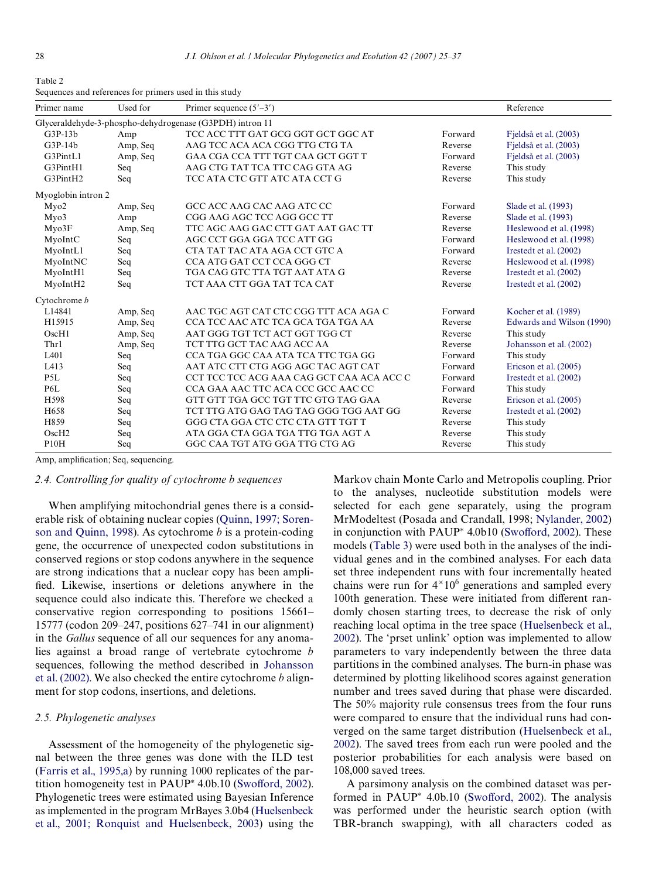Table 2
Sequences and references for primers used in this study

| Primer name | Used for | Primer sequence (5′–3′) | | Reference |
|---|---|---|---|---|
| Glyceraldehyde-3-phospho-dehydrogenase (G3PDH) intron 11 | | | | |
| G3P-13b | Amp | TCC ACC TTT GAT GCG GGT GCT GGC AT | Forward | Fjeldså et al. (2003) |
| G3P-14b | Amp, Seq | AAG TCC ACA ACA CGG TTG CTG TA | Reverse | Fjeldså et al. (2003) |
| G3PintL1 | Amp, Seq | GAA CGA CCA TTT TGT CAA GCT GGT T | Forward | Fjeldså et al. (2003) |
| G3PintH1 | Seq | AAG CTG TAT TCA TTC CAG GTA AG | Reverse | This study |
| G3PintH2 | Seq | TCC ATA CTC GTT ATC ATA CCT G | Reverse | This study |
| Myoglobin intron 2 | | | | |
| Myo2 | Amp, Seq | GCC ACC AAG CAC AAG ATC CC | Forward | Slade et al. (1993) |
| Myo3 | Amp | CGG AAG AGC TCC AGG GCC TT | Reverse | Slade et al. (1993) |
| Myo3F | Amp, Seq | TTC AGC AAG GAC CTT GAT AAT GAC TT | Reverse | Heslewood et al. (1998) |
| MyoIntC | Seq | AGC CCT GGA GGA TCC ATT GG | Forward | Heslewood et al. (1998) |
| MyoIntL1 | Seq | CTA TAT TAC ATA AGA CCT GTC A | Forward | Irestedt et al. (2002) |
| MyoIntNC | Seq | CCA ATG GAT CCT CCA GGG CT | Reverse | Heslewood et al. (1998) |
| MyoIntH1 | Seq | TGA CAG GTC TTA TGT AAT ATA G | Reverse | Irestedt et al. (2002) |
| MyoIntH2 | Seq | TCT AAA CTT GGA TAT TCA CAT | Reverse | Irestedt et al. (2002) |
| Cytochrome *b* | | | | |
| L14841 | Amp, Seq | AAC TGC AGT CAT CTC CGG TTT ACA AGA C | Forward | Kocher et al. (1989) |
| H15915 | Amp, Seq | CCA TCC AAC ATC TCA GCA TGA TGA AA | Reverse | Edwards and Wilson (1990) |
| OscH1 | Amp, Seq | AAT GGG TGT TCT ACT GGT TGG CT | Reverse | This study |
| Thr1 | Amp, Seq | TCT TTG GCT TAC AAG ACC AA | Reverse | Johansson et al. (2002) |
| L401 | Seq | CCA TGA GGC CAA ATA TCA TTC TGA GG | Forward | This study |
| L413 | Seq | AAT ATC CTT CTG AGG AGC TAC AGT CAT | Forward | Ericson et al. (2005) |
| P5L | Seq | CCT TCC TCC ACG AAA CAG GCT CAA ACA ACC C | Forward | Irestedt et al. (2002) |
| P6L | Seq | CCA GAA AAC TTC ACA CCC GCC AAC CC | Forward | This study |
| H598 | Seq | GTT GTT TGA GCC TGT TTC GTG TAG GAA | Reverse | Ericson et al. (2005) |
| H658 | Seq | TCT TTG ATG GAG TAG TAG GGG TGG AAT GG | Reverse | Irestedt et al. (2002) |
| H859 | Seq | GGG CTA GGA CTC CTC CTA GTT TGT T | Reverse | This study |
| OscH2 | Seq | ATA GGA CTA GGA TGA TTG TGA AGT A | Reverse | This study |
| P10H | Seq | GGC CAA TGT ATG GGA TTG CTG AG | Reverse | This study |

Amp, amplification; Seq, sequencing.

### 2.4. Controlling for quality of cytochrome b sequences

When amplifying mitochondrial genes there is a considerable risk of obtaining nuclear copies (Quinn, 1997; Sorenson and Quinn, 1998). As cytochrome *b* is a protein-coding gene, the occurrence of unexpected codon substitutions in conserved regions or stop codons anywhere in the sequence are strong indications that a nuclear copy has been amplified. Likewise, insertions or deletions anywhere in the sequence could also indicate this. Therefore we checked a conservative region corresponding to positions 15661–15777 (codon 209–247, positions 627–741 in our alignment) in the *Gallus* sequence of all our sequences for any anomalies against a broad range of vertebrate cytochrome *b* sequences, following the method described in Johansson et al. (2002). We also checked the entire cytochrome *b* alignment for stop codons, insertions, and deletions.

### 2.5. Phylogenetic analyses

Assessment of the homogeneity of the phylogenetic signal between the three genes was done with the ILD test (Farris et al., 1995,a) by running 1000 replicates of the partition homogeneity test in PAUP* 4.0b.10 (Swofford, 2002). Phylogenetic trees were estimated using Bayesian Inference as implemented in the program MrBayes 3.0b4 (Huelsenbeck et al., 2001; Ronquist and Huelsenbeck, 2003) using the Markov chain Monte Carlo and Metropolis coupling. Prior to the analyses, nucleotide substitution models were selected for each gene separately, using the program MrModeltest (Posada and Crandall, 1998; Nylander, 2002) in conjunction with PAUP* 4.0b10 (Swofford, 2002). These models (Table 3) were used both in the analyses of the individual genes and in the combined analyses. For each data set three independent runs with four incrementally heated chains were run for $4 \times 10^6$ generations and sampled every 100th generation. These were initiated from different randomly chosen starting trees, to decrease the risk of only reaching local optima in the tree space (Huelsenbeck et al., 2002). The 'prset unlink' option was implemented to allow parameters to vary independently between the three data partitions in the combined analyses. The burn-in phase was determined by plotting likelihood scores against generation number and trees saved during that phase were discarded. The 50% majority rule consensus trees from the four runs were compared to ensure that the individual runs had converged on the same target distribution (Huelsenbeck et al., 2002). The saved trees from each run were pooled and the posterior probabilities for each analysis were based on 108,000 saved trees.

A parsimony analysis on the combined dataset was performed in PAUP* 4.0b.10 (Swofford, 2002). The analysis was performed under the heuristic search option (with TBR-branch swapping), with all characters coded as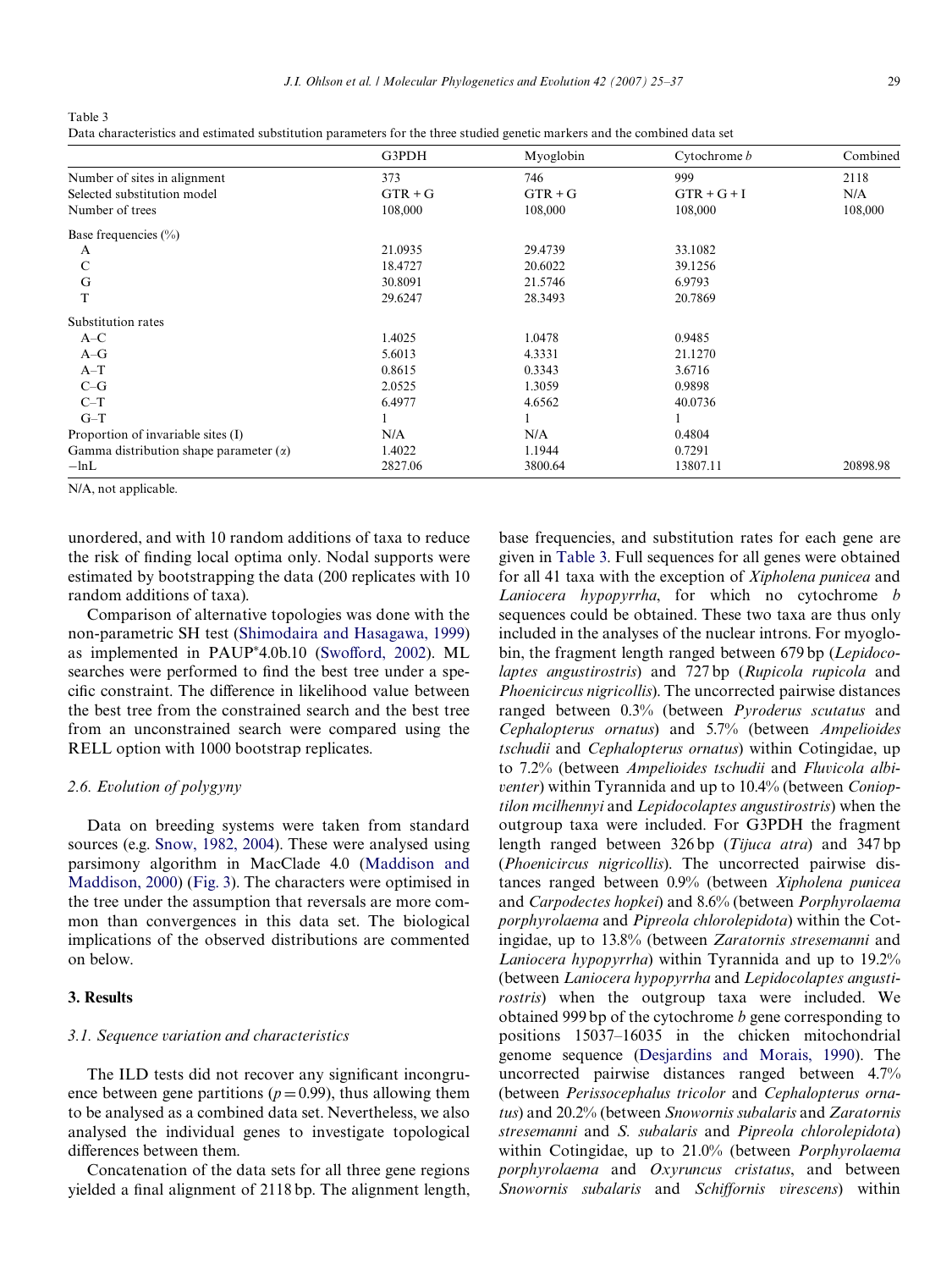Table 3
Data characteristics and estimated substitution parameters for the three studied genetic markers and the combined data set

| | G3PDH | Myoglobin | Cytochrome *b* | Combined |
|---|---|---|---|---|
| Number of sites in alignment | 373 | 746 | 999 | 2118 |
| Selected substitution model | GTR + G | GTR + G | GTR + G + I | N/A |
| Number of trees | 108,000 | 108,000 | 108,000 | 108,000 |
| Base frequencies (%) | | | | |
| A | 21.0935 | 29.4739 | 33.1082 | |
| C | 18.4727 | 20.6022 | 39.1256 | |
| G | 30.8091 | 21.5746 | 6.9793 | |
| T | 29.6247 | 28.3493 | 20.7869 | |
| Substitution rates | | | | |
| A–C | 1.4025 | 1.0478 | 0.9485 | |
| A–G | 5.6013 | 4.3331 | 21.1270 | |
| A–T | 0.8615 | 0.3343 | 3.6716 | |
| C–G | 2.0525 | 1.3059 | 0.9898 | |
| C–T | 6.4977 | 4.6562 | 40.0736 | |
| G–T | 1 | 1 | 1 | |
| Proportion of invariable sites (I) | N/A | N/A | 0.4804 | |
| Gamma distribution shape parameter (α) | 1.4022 | 1.1944 | 0.7291 | |
| −lnL | 2827.06 | 3800.64 | 13807.11 | 20898.98 |

N/A, not applicable.

unordered, and with 10 random additions of taxa to reduce the risk of finding local optima only. Nodal supports were estimated by bootstrapping the data (200 replicates with 10 random additions of taxa).

Comparison of alternative topologies was done with the non-parametric SH test (Shimodaira and Hasagawa, 1999) as implemented in PAUP*4.0b.10 (Swofford, 2002). ML searches were performed to find the best tree under a specific constraint. The difference in likelihood value between the best tree from the constrained search and the best tree from an unconstrained search were compared using the RELL option with 1000 bootstrap replicates.

### 2.6. Evolution of polygyny

Data on breeding systems were taken from standard sources (e.g. Snow, 1982, 2004). These were analysed using parsimony algorithm in MacClade 4.0 (Maddison and Maddison, 2000) (Fig. 3). The characters were optimised in the tree under the assumption that reversals are more common than convergences in this data set. The biological implications of the observed distributions are commented on below.

## 3. Results

### 3.1. Sequence variation and characteristics

The ILD tests did not recover any significant incongruence between gene partitions ($p = 0.99$), thus allowing them to be analysed as a combined data set. Nevertheless, we also analysed the individual genes to investigate topological differences between them.

Concatenation of the data sets for all three gene regions yielded a final alignment of 2118 bp. The alignment length, base frequencies, and substitution rates for each gene are given in Table 3. Full sequences for all genes were obtained for all 41 taxa with the exception of *Xipholena punicea* and *Laniocera hypopyrrha*, for which no cytochrome *b* sequences could be obtained. These two taxa are thus only included in the analyses of the nuclear introns. For myoglobin, the fragment length ranged between 679 bp (*Lepidocolaptes angustirostris*) and 727 bp (*Rupicola rupicola* and *Phoenicircus nigricollis*). The uncorrected pairwise distances ranged between 0.3% (between *Pyroderus scutatus* and *Cephalopterus ornatus*) and 5.7% (between *Ampelioides tschudii* and *Cephalopterus ornatus*) within Cotingidae, up to 7.2% (between *Ampelioides tschudii* and *Fluvicola albiventer*) within Tyrannida and up to 10.4% (between *Conioptilon mcilhennyi* and *Lepidocolaptes angustirostris*) when the outgroup taxa were included. For G3PDH the fragment length ranged between 326 bp (*Tijuca atra*) and 347 bp (*Phoenicircus nigricollis*). The uncorrected pairwise distances ranged between 0.9% (between *Xipholena punicea* and *Carpodectes hopkei*) and 8.6% (between *Porphyrolaema porphyrolaema* and *Pipreola chlorolepidota*) within the Cotingidae, up to 13.8% (between *Zaratornis stresemanni* and *Laniocera hypopyrrha*) within Tyrannida and up to 19.2% (between *Laniocera hypopyrrha* and *Lepidocolaptes angustirostris*) when the outgroup taxa were included. We obtained 999 bp of the cytochrome *b* gene corresponding to positions 15037–16035 in the chicken mitochondrial genome sequence (Desjardins and Morais, 1990). The uncorrected pairwise distances ranged between 4.7% (between *Perissocephalus tricolor* and *Cephalopterus ornatus*) and 20.2% (between *Snowornis subalaris* and *Zaratornis stresemanni* and *S. subalaris* and *Pipreola chlorolepidota*) within Cotingidae, up to 21.0% (between *Porphyrolaema porphyrolaema* and *Oxyruncus cristatus*, and between *Snowornis subalaris* and *Schiffornis virescens*) within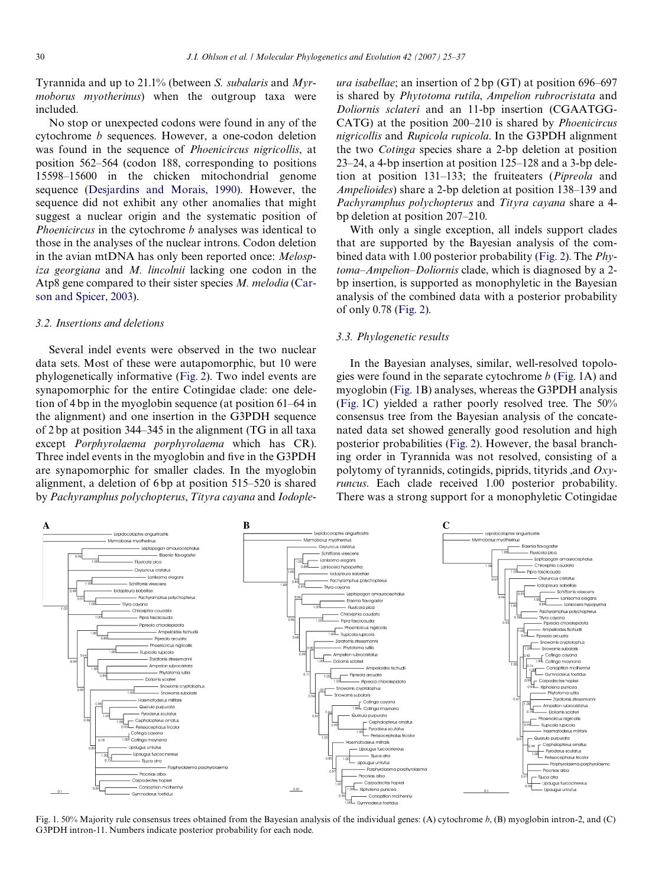Tyrannida and up to 21.1% (between *S. subalaris* and *Myrmoborus myotherinus*) when the outgroup taxa were included.

No stop or unexpected codons were found in any of the cytochrome *b* sequences. However, a one-codon deletion was found in the sequence of *Phoenicircus nigricollis*, at position 562–564 (codon 188, corresponding to positions 15598–15600 in the chicken mitochondrial genome sequence (Desjardins and Morais, 1990). However, the sequence did not exhibit any other anomalies that might suggest a nuclear origin and the systematic position of *Phoenicircus* in the cytochrome *b* analyses was identical to those in the analyses of the nuclear introns. Codon deletion in the avian mtDNA has only been reported once: *Melospiza georgiana* and *M. lincolnii* lacking one codon in the Atp8 gene compared to their sister species *M. melodia* (Carson and Spicer, 2003).

### 3.2. Insertions and deletions

Several indel events were observed in the two nuclear data sets. Most of these were autapomorphic, but 10 were phylogenetically informative (Fig. 2). Two indel events are synapomorphic for the entire Cotingidae clade: one deletion of 4 bp in the myoglobin sequence (at position 61–64 in the alignment) and one insertion in the G3PDH sequence of 2 bp at position 344–345 in the alignment (TG in all taxa except *Porphyrolaema porphyrolaema* which has CR). Three indel events in the myoglobin and five in the G3PDH are synapomorphic for smaller clades. In the myoglobin alignment, a deletion of 6 bp at position 515–520 is shared by *Pachyramphus polychopterus*, *Tityra cayana* and *Iodopleura isabellae*; an insertion of 2 bp (GT) at position 696–697 is shared by *Phytotoma rutila*, *Ampelion rubrocristata* and *Doliornis sclateri* and an 11-bp insertion (CGAATGGCATG) at the position 200–210 is shared by *Phoenicircus nigricollis* and *Rupicola rupicola*. In the G3PDH alignment the two *Cotinga* species share a 2-bp deletion at position 23–24, a 4-bp insertion at position 125–128 and a 3-bp deletion at position 131–133; the fruiteaters (*Pipreola* and *Ampelioides*) share a 2-bp deletion at position 138–139 and *Pachyramphus polychopterus* and *Tityra cayana* share a 4-bp deletion at position 207–210.

With only a single exception, all indels support clades that are supported by the Bayesian analysis of the combined data with 1.00 posterior probability (Fig. 2). The *Phytoma–Ampelion–Doliornis* clade, which is diagnosed by a 2-bp insertion, is supported as monophyletic in the Bayesian analysis of the combined data with a posterior probability of only 0.78 (Fig. 2).

### 3.3. Phylogenetic results

In the Bayesian analyses, similar, well-resolved topologies were found in the separate cytochrome *b* (Fig. 1A) and myoglobin (Fig. 1B) analyses, whereas the G3PDH analysis (Fig. 1C) yielded a rather poorly resolved tree. The 50% consensus tree from the Bayesian analysis of the concatenated data set showed generally good resolution and high posterior probabilities (Fig. 2). However, the basal branching order in Tyrannida was not resolved, consisting of a polytomy of tyrannids, cotingids, piprids, tityrids ,and *Oxyruncus*. Each clade received 1.00 posterior probability. There was a strong support for a monophyletic Cotingidae

Fig. 1. 50% Majority rule consensus trees obtained from the Bayesian analysis of the individual genes: (A) cytochrome *b*, (B) myoglobin intron-2, and (C) G3PDH intron-11. Numbers indicate posterior probability for each node.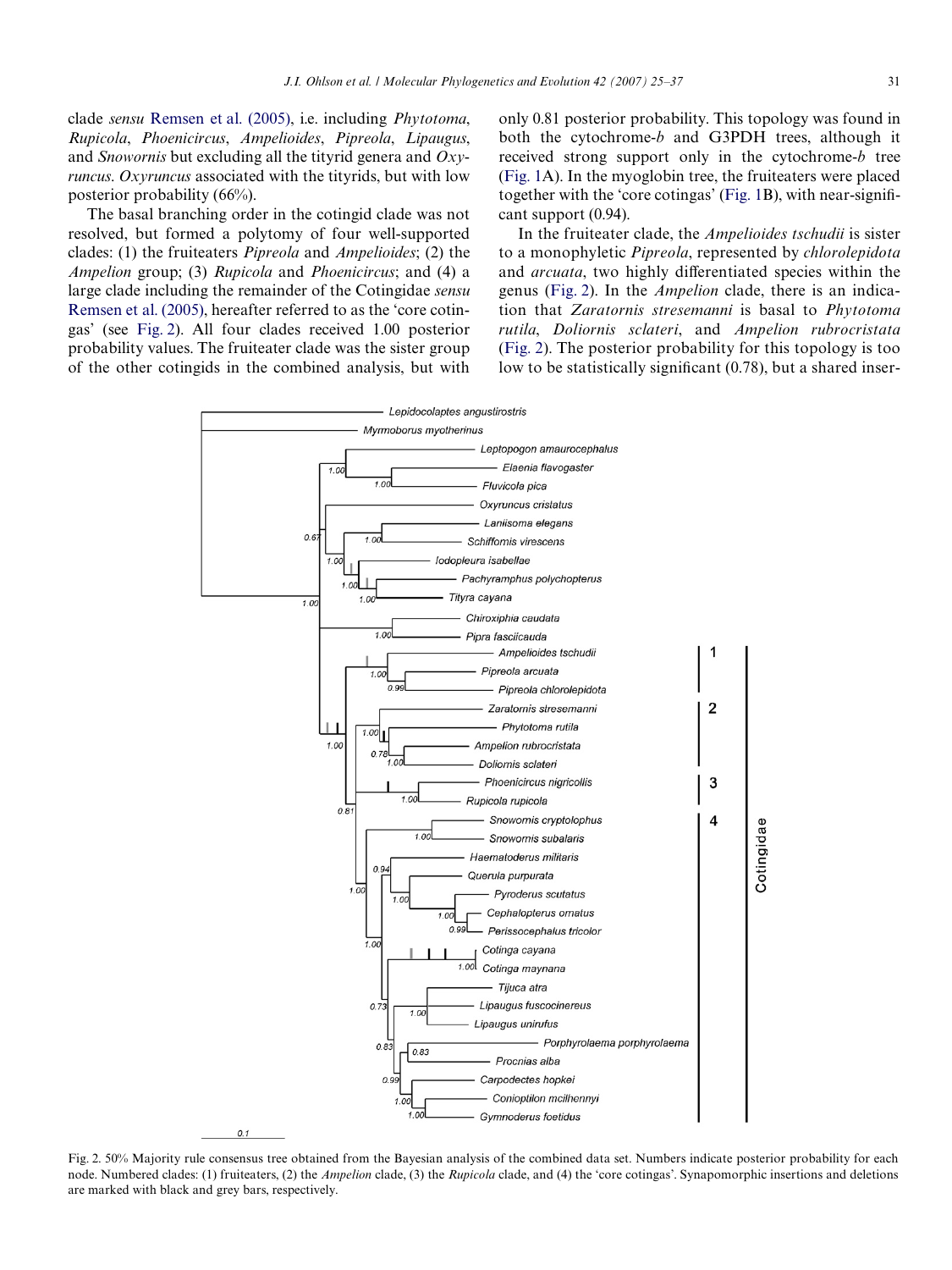clade *sensu* Remsen et al. (2005), i.e. including *Phytotoma*, *Rupicola*, *Phoenicircus*, *Ampelioides*, *Pipreola*, *Lipaugus*, and *Snowornis* but excluding all the tityrid genera and *Oxyruncus*. *Oxyruncus* associated with the tityrids, but with low posterior probability (66%).

The basal branching order in the cotingid clade was not resolved, but formed a polytomy of four well-supported clades: (1) the fruiteaters *Pipreola* and *Ampelioides*; (2) the *Ampelion* group; (3) *Rupicola* and *Phoenicircus*; and (4) a large clade including the remainder of the Cotingidae *sensu* Remsen et al. (2005), hereafter referred to as the 'core cotingas' (see Fig. 2). All four clades received 1.00 posterior probability values. The fruiteater clade was the sister group of the other cotingids in the combined analysis, but with only 0.81 posterior probability. This topology was found in both the cytochrome-*b* and G3PDH trees, although it received strong support only in the cytochrome-*b* tree (Fig. 1A). In the myoglobin tree, the fruiteaters were placed together with the 'core cotingas' (Fig. 1B), with near-significant support (0.94).

In the fruiteater clade, the *Ampelioides tschudii* is sister to a monophyletic *Pipreola*, represented by *chlorolepidota* and *arcuata*, two highly differentiated species within the genus (Fig. 2). In the *Ampelion* clade, there is an indication that *Zaratornis stresemanni* is basal to *Phytotoma rutila*, *Doliornis sclateri*, and *Ampelion rubrocristata* (Fig. 2). The posterior probability for this topology is too low to be statistically significant (0.78), but a shared inser-

Fig. 2. 50% Majority rule consensus tree obtained from the Bayesian analysis of the combined data set. Numbers indicate posterior probability for each node. Numbered clades: (1) fruiteaters, (2) the *Ampelion* clade, (3) the *Rupicola* clade, and (4) the 'core cotingas'. Synapomorphic insertions and deletions are marked with black and grey bars, respectively.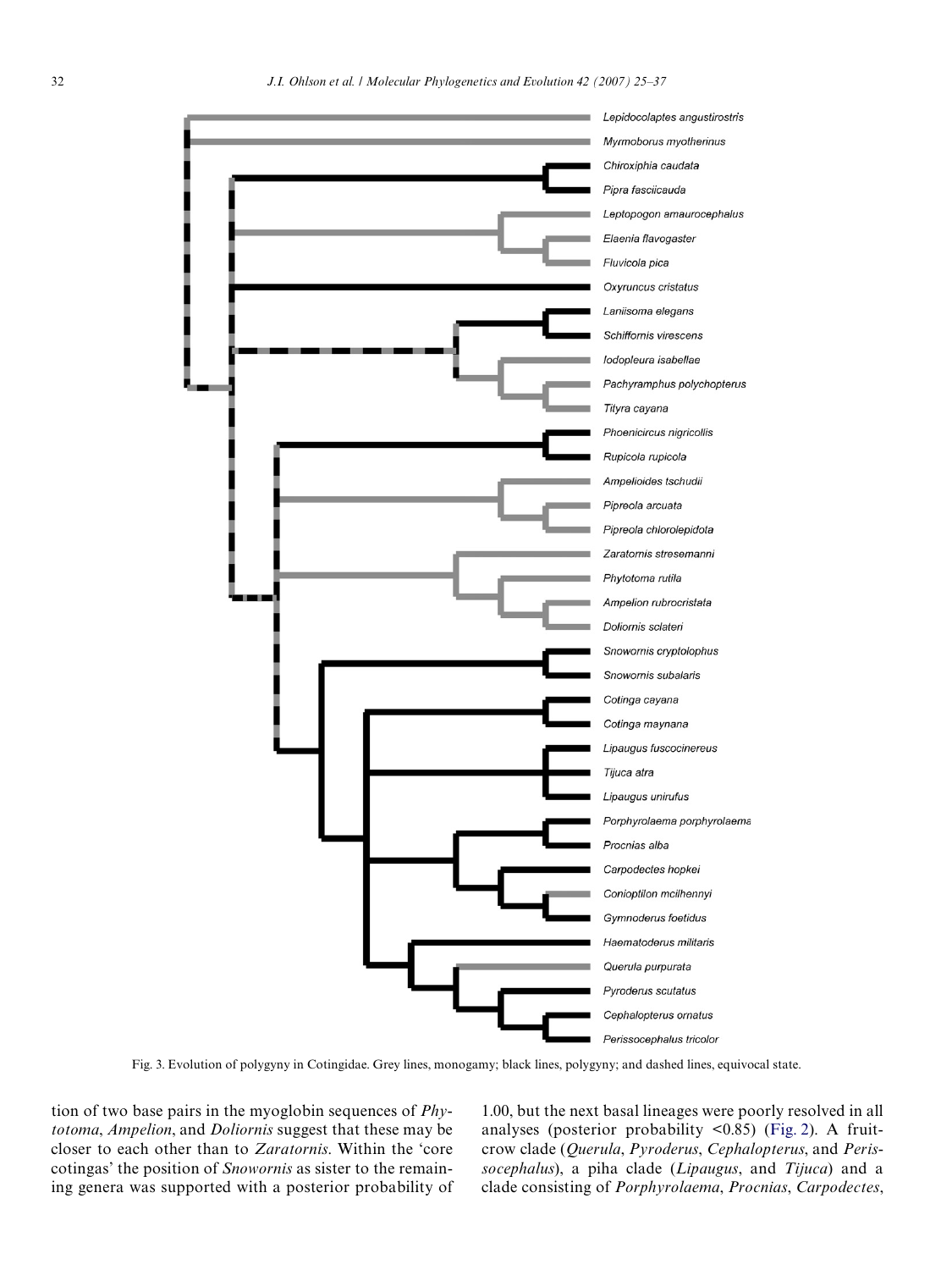Fig. 3. Evolution of polygyny in Cotingidae. Grey lines, monogamy; black lines, polygyny; and dashed lines, equivocal state.

tion of two base pairs in the myoglobin sequences of *Phytotoma*, *Ampelion*, and *Doliornis* suggest that these may be closer to each other than to *Zaratornis*. Within the 'core cotingas' the position of *Snowornis* as sister to the remaining genera was supported with a posterior probability of 1.00, but the next basal lineages were poorly resolved in all analyses (posterior probability <0.85) (Fig. 2). A fruitcrow clade (*Querula*, *Pyroderus*, *Cephalopterus*, and *Perissocephalus*), a piha clade (*Lipaugus*, and *Tijuca*) and a clade consisting of *Porphyrolaema*, *Procnias*, *Carpodectes*,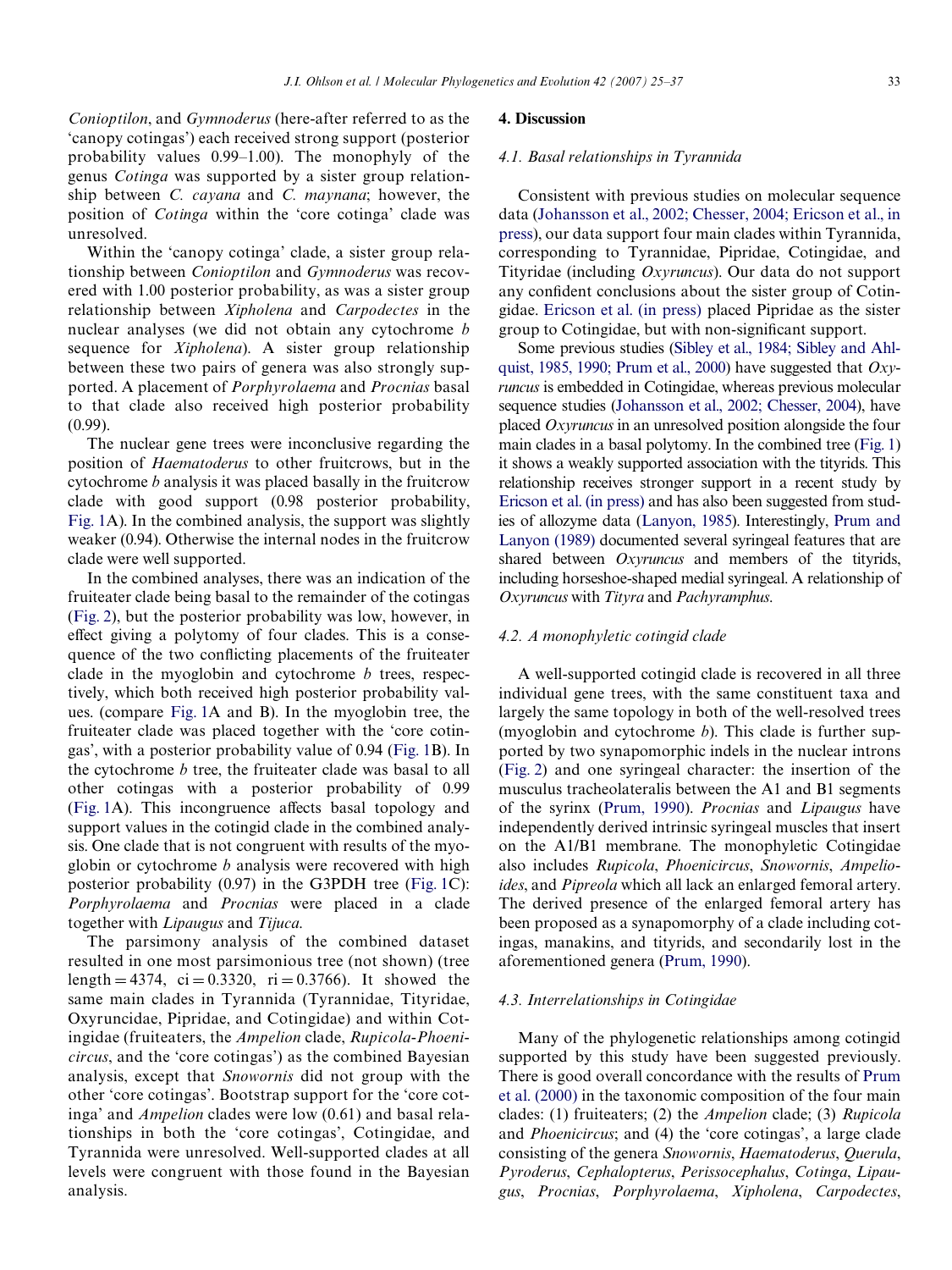*Conioptilon*, and *Gymnoderus* (here-after referred to as the 'canopy cotingas') each received strong support (posterior probability values 0.99–1.00). The monophyly of the genus *Cotinga* was supported by a sister group relationship between *C. cayana* and *C. maynana*; however, the position of *Cotinga* within the 'core cotinga' clade was unresolved.

Within the 'canopy cotinga' clade, a sister group relationship between *Conioptilon* and *Gymnoderus* was recovered with 1.00 posterior probability, as was a sister group relationship between *Xipholena* and *Carpodectes* in the nuclear analyses (we did not obtain any cytochrome *b* sequence for *Xipholena*). A sister group relationship between these two pairs of genera was also strongly supported. A placement of *Porphyrolaema* and *Procnias* basal to that clade also received high posterior probability (0.99).

The nuclear gene trees were inconclusive regarding the position of *Haematoderus* to other fruitcrows, but in the cytochrome *b* analysis it was placed basally in the fruitcrow clade with good support (0.98 posterior probability, Fig. 1A). In the combined analysis, the support was slightly weaker (0.94). Otherwise the internal nodes in the fruitcrow clade were well supported.

In the combined analyses, there was an indication of the fruiteater clade being basal to the remainder of the cotingas (Fig. 2), but the posterior probability was low, however, in effect giving a polytomy of four clades. This is a consequence of the two conflicting placements of the fruiteater clade in the myoglobin and cytochrome *b* trees, respectively, which both received high posterior probability values. (compare Fig. 1A and B). In the myoglobin tree, the fruiteater clade was placed together with the 'core cotingas', with a posterior probability value of 0.94 (Fig. 1B). In the cytochrome *b* tree, the fruiteater clade was basal to all other cotingas with a posterior probability of 0.99 (Fig. 1A). This incongruence affects basal topology and support values in the cotingid clade in the combined analysis. One clade that is not congruent with results of the myoglobin or cytochrome *b* analysis were recovered with high posterior probability (0.97) in the G3PDH tree (Fig. 1C): *Porphyrolaema* and *Procnias* were placed in a clade together with *Lipaugus* and *Tijuca*.

The parsimony analysis of the combined dataset resulted in one most parsimonious tree (not shown) (tree length = 4374, ci = 0.3320, ri = 0.3766). It showed the same main clades in Tyrannida (Tyrannidae, Tityridae, Oxyruncidae, Pipridae, and Cotingidae) and within Cotingidae (fruiteaters, the *Ampelion* clade, *Rupicola*-*Phoenicircus*, and the 'core cotingas') as the combined Bayesian analysis, except that *Snowornis* did not group with the other 'core cotingas'. Bootstrap support for the 'core cotinga' and *Ampelion* clades were low (0.61) and basal relationships in both the 'core cotingas', Cotingidae, and Tyrannida were unresolved. Well-supported clades at all levels were congruent with those found in the Bayesian analysis.

## 4. Discussion

### 4.1. Basal relationships in Tyrannida

Consistent with previous studies on molecular sequence data (Johansson et al., 2002; Chesser, 2004; Ericson et al., in press), our data support four main clades within Tyrannida, corresponding to Tyrannidae, Pipridae, Cotingidae, and Tityridae (including *Oxyruncus*). Our data do not support any confident conclusions about the sister group of Cotingidae. Ericson et al. (in press) placed Pipridae as the sister group to Cotingidae, but with non-significant support.

Some previous studies (Sibley et al., 1984; Sibley and Ahlquist, 1985, 1990; Prum et al., 2000) have suggested that *Oxyruncus* is embedded in Cotingidae, whereas previous molecular sequence studies (Johansson et al., 2002; Chesser, 2004), have placed *Oxyruncus* in an unresolved position alongside the four main clades in a basal polytomy. In the combined tree (Fig. 1) it shows a weakly supported association with the tityrids. This relationship receives stronger support in a recent study by Ericson et al. (in press) and has also been suggested from studies of allozyme data (Lanyon, 1985). Interestingly, Prum and Lanyon (1989) documented several syringeal features that are shared between *Oxyruncus* and members of the tityrids, including horseshoe-shaped medial syringeal. A relationship of *Oxyruncus* with *Tityra* and *Pachyramphus*.

### 4.2. A monophyletic cotingid clade

A well-supported cotingid clade is recovered in all three individual gene trees, with the same constituent taxa and largely the same topology in both of the well-resolved trees (myoglobin and cytochrome *b*). This clade is further supported by two synapomorphic indels in the nuclear introns (Fig. 2) and one syringeal character: the insertion of the musculus tracheolateralis between the A1 and B1 segments of the syrinx (Prum, 1990). *Procnias* and *Lipaugus* have independently derived intrinsic syringeal muscles that insert on the A1/B1 membrane. The monophyletic Cotingidae also includes *Rupicola*, *Phoenicircus*, *Snowornis*, *Ampelioides*, and *Pipreola* which all lack an enlarged femoral artery. The derived presence of the enlarged femoral artery has been proposed as a synapomorphy of a clade including cotingas, manakins, and tityrids, and secondarily lost in the aforementioned genera (Prum, 1990).

### 4.3. Interrelationships in Cotingidae

Many of the phylogenetic relationships among cotingid supported by this study have been suggested previously. There is good overall concordance with the results of Prum et al. (2000) in the taxonomic composition of the four main clades: (1) fruiteaters; (2) the *Ampelion* clade; (3) *Rupicola* and *Phoenicircus*; and (4) the 'core cotingas', a large clade consisting of the genera *Snowornis*, *Haematoderus*, *Querula*, *Pyroderus*, *Cephalopterus*, *Perissocephalus*, *Cotinga*, *Lipaugus*, *Procnias*, *Porphyrolaema*, *Xipholena*, *Carpodectes*,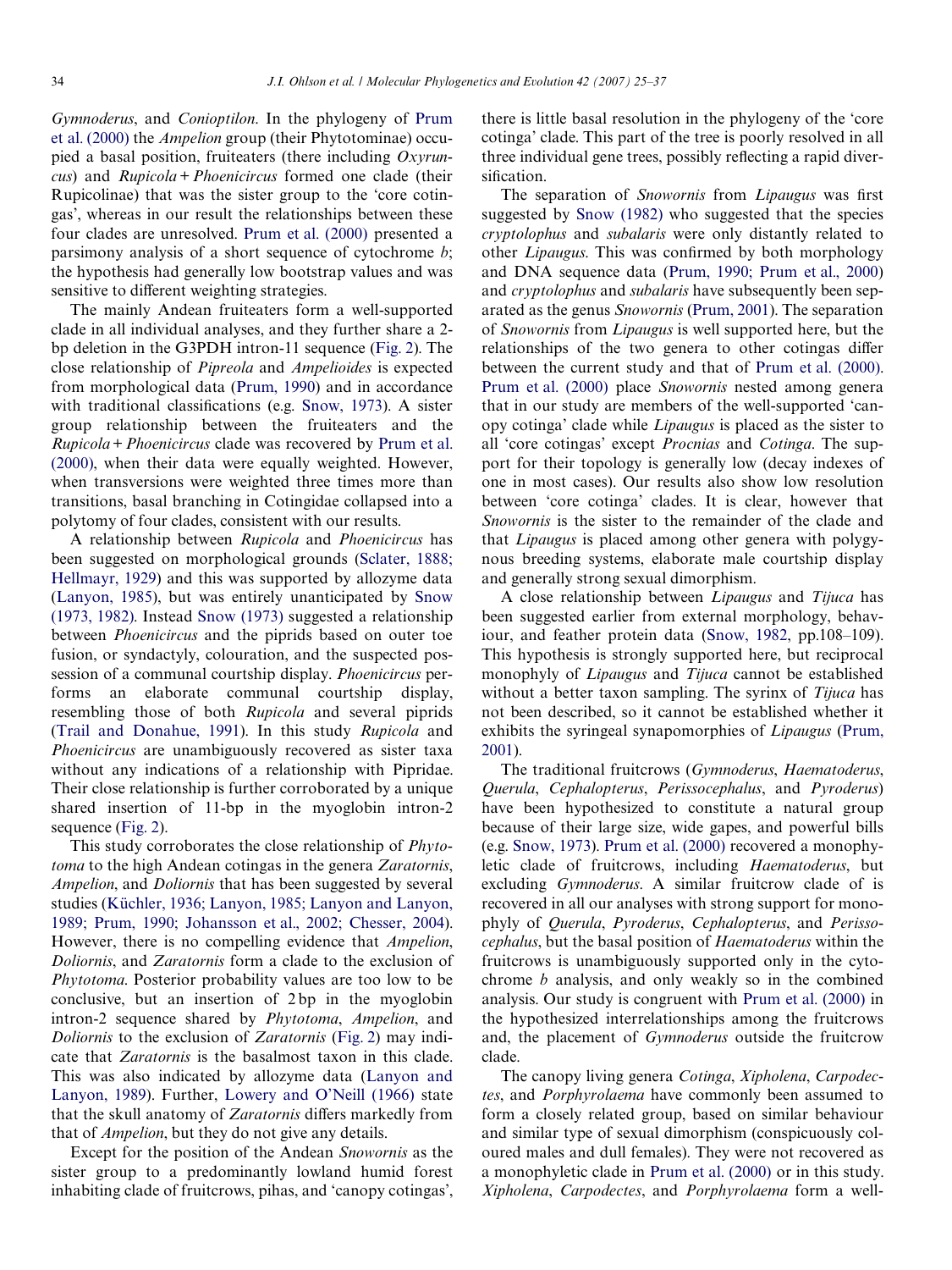*Gymnoderus*, and *Conioptilon*. In the phylogeny of Prum et al. (2000) the *Ampelion* group (their Phytotominae) occupied a basal position, fruiteaters (there including *Oxyruncus*) and *Rupicola* + *Phoenicircus* formed one clade (their Rupicolinae) that was the sister group to the 'core cotingas', whereas in our result the relationships between these four clades are unresolved. Prum et al. (2000) presented a parsimony analysis of a short sequence of cytochrome *b*; the hypothesis had generally low bootstrap values and was sensitive to different weighting strategies.

The mainly Andean fruiteaters form a well-supported clade in all individual analyses, and they further share a 2-bp deletion in the G3PDH intron-11 sequence (Fig. 2). The close relationship of *Pipreola* and *Ampelioides* is expected from morphological data (Prum, 1990) and in accordance with traditional classifications (e.g. Snow, 1973). A sister group relationship between the fruiteaters and the *Rupicola* + *Phoenicircus* clade was recovered by Prum et al. (2000), when their data were equally weighted. However, when transversions were weighted three times more than transitions, basal branching in Cotingidae collapsed into a polytomy of four clades, consistent with our results.

A relationship between *Rupicola* and *Phoenicircus* has been suggested on morphological grounds (Sclater, 1888; Hellmayr, 1929) and this was supported by allozyme data (Lanyon, 1985), but was entirely unanticipated by Snow (1973, 1982). Instead Snow (1973) suggested a relationship between *Phoenicircus* and the piprids based on outer toe fusion, or syndactyly, colouration, and the suspected possession of a communal courtship display. *Phoenicircus* performs an elaborate communal courtship display, resembling those of both *Rupicola* and several piprids (Trail and Donahue, 1991). In this study *Rupicola* and *Phoenicircus* are unambiguously recovered as sister taxa without any indications of a relationship with Pipridae. Their close relationship is further corroborated by a unique shared insertion of 11-bp in the myoglobin intron-2 sequence (Fig. 2).

This study corroborates the close relationship of *Phytotoma* to the high Andean cotingas in the genera *Zaratornis*, *Ampelion*, and *Doliornis* that has been suggested by several studies (Küchler, 1936; Lanyon, 1985; Lanyon and Lanyon, 1989; Prum, 1990; Johansson et al., 2002; Chesser, 2004). However, there is no compelling evidence that *Ampelion*, *Doliornis*, and *Zaratornis* form a clade to the exclusion of *Phytotoma*. Posterior probability values are too low to be conclusive, but an insertion of 2 bp in the myoglobin intron-2 sequence shared by *Phytotoma*, *Ampelion*, and *Doliornis* to the exclusion of *Zaratornis* (Fig. 2) may indicate that *Zaratornis* is the basalmost taxon in this clade. This was also indicated by allozyme data (Lanyon and Lanyon, 1989). Further, Lowery and O'Neill (1966) state that the skull anatomy of *Zaratornis* differs markedly from that of *Ampelion*, but they do not give any details.

Except for the position of the Andean *Snowornis* as the sister group to a predominantly lowland humid forest inhabiting clade of fruitcrows, pihas, and 'canopy cotingas', there is little basal resolution in the phylogeny of the 'core cotinga' clade. This part of the tree is poorly resolved in all three individual gene trees, possibly reflecting a rapid diversification.

The separation of *Snowornis* from *Lipaugus* was first suggested by Snow (1982) who suggested that the species *cryptolophus* and *subalaris* were only distantly related to other *Lipaugus*. This was confirmed by both morphology and DNA sequence data (Prum, 1990; Prum et al., 2000) and *cryptolophus* and *subalaris* have subsequently been separated as the genus *Snowornis* (Prum, 2001). The separation of *Snowornis* from *Lipaugus* is well supported here, but the relationships of the two genera to other cotingas differ between the current study and that of Prum et al. (2000). Prum et al. (2000) place *Snowornis* nested among genera that in our study are members of the well-supported 'canopy cotinga' clade while *Lipaugus* is placed as the sister to all 'core cotingas' except *Procnias* and *Cotinga*. The support for their topology is generally low (decay indexes of one in most cases). Our results also show low resolution between 'core cotinga' clades. It is clear, however that *Snowornis* is the sister to the remainder of the clade and that *Lipaugus* is placed among other genera with polygynous breeding systems, elaborate male courtship display and generally strong sexual dimorphism.

A close relationship between *Lipaugus* and *Tijuca* has been suggested earlier from external morphology, behaviour, and feather protein data (Snow, 1982, pp.108–109). This hypothesis is strongly supported here, but reciprocal monophyly of *Lipaugus* and *Tijuca* cannot be established without a better taxon sampling. The syrinx of *Tijuca* has not been described, so it cannot be established whether it exhibits the syringeal synapomorphies of *Lipaugus* (Prum, 2001).

The traditional fruitcrows (*Gymnoderus*, *Haematoderus*, *Querula*, *Cephalopterus*, *Perissocephalus*, and *Pyroderus*) have been hypothesized to constitute a natural group because of their large size, wide gapes, and powerful bills (e.g. Snow, 1973). Prum et al. (2000) recovered a monophyletic clade of fruitcrows, including *Haematoderus*, but excluding *Gymnoderus*. A similar fruitcrow clade of is recovered in all our analyses with strong support for monophyly of *Querula*, *Pyroderus*, *Cephalopterus*, and *Perissocephalus*, but the basal position of *Haematoderus* within the fruitcrows is unambiguously supported only in the cytochrome *b* analysis, and only weakly so in the combined analysis. Our study is congruent with Prum et al. (2000) in the hypothesized interrelationships among the fruitcrows and, the placement of *Gymnoderus* outside the fruitcrow clade.

The canopy living genera *Cotinga*, *Xipholena*, *Carpodectes*, and *Porphyrolaema* have commonly been assumed to form a closely related group, based on similar behaviour and similar type of sexual dimorphism (conspicuously coloured males and dull females). They were not recovered as a monophyletic clade in Prum et al. (2000) or in this study. *Xipholena*, *Carpodectes*, and *Porphyrolaema* form a well-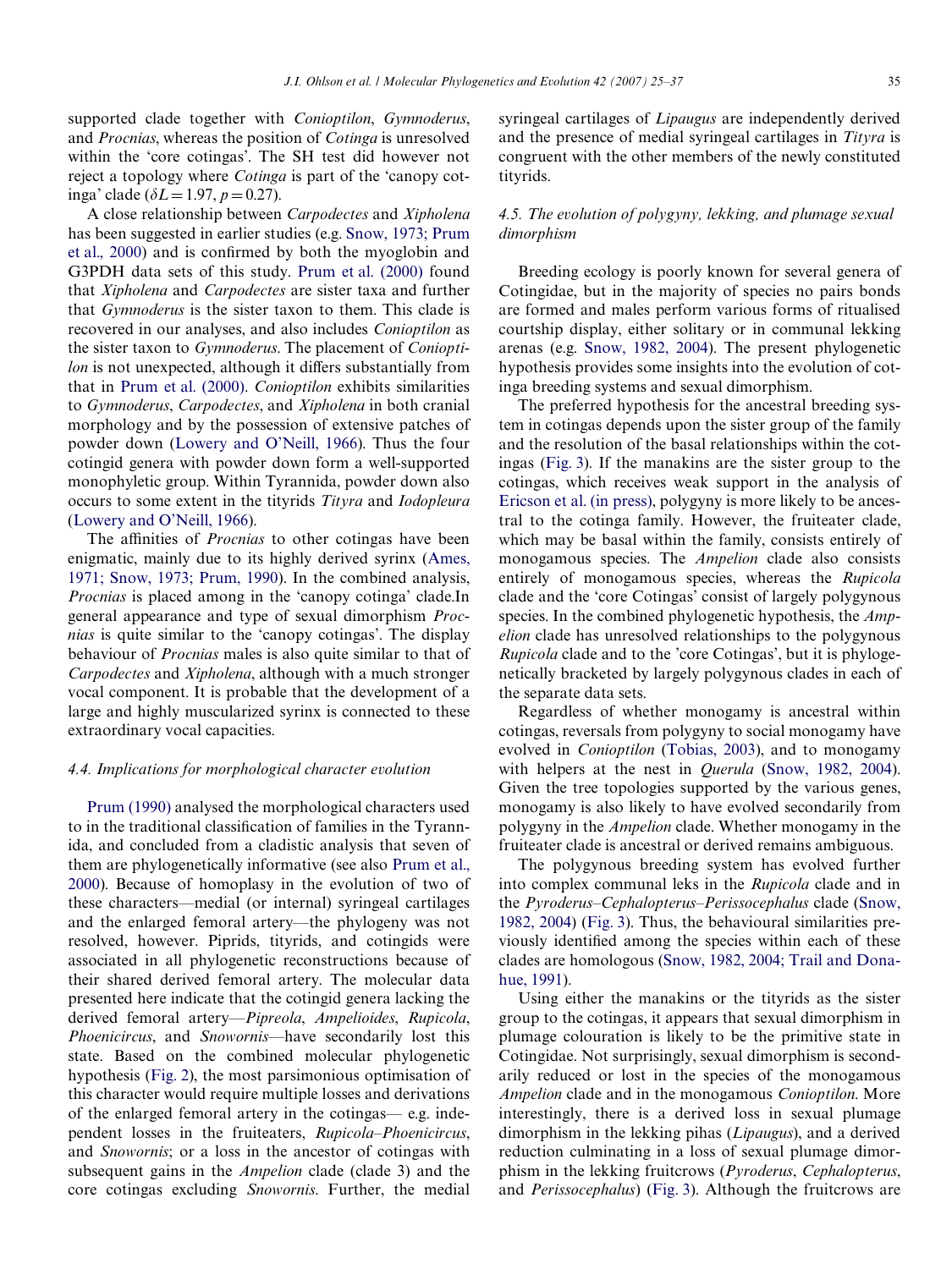supported clade together with *Conioptilon*, *Gymnoderus*, and *Procnias*, whereas the position of *Cotinga* is unresolved within the 'core cotingas'. The SH test did however not reject a topology where *Cotinga* is part of the 'canopy cotinga' clade ($\delta L = 1.97$, $p = 0.27$).

A close relationship between *Carpodectes* and *Xipholena* has been suggested in earlier studies (e.g. Snow, 1973; Prum et al., 2000) and is confirmed by both the myoglobin and G3PDH data sets of this study. Prum et al. (2000) found that *Xipholena* and *Carpodectes* are sister taxa and further that *Gymnoderus* is the sister taxon to them. This clade is recovered in our analyses, and also includes *Conioptilon* as the sister taxon to *Gymnoderus*. The placement of *Conioptilon* is not unexpected, although it differs substantially from that in Prum et al. (2000). *Conioptilon* exhibits similarities to *Gymnoderus*, *Carpodectes*, and *Xipholena* in both cranial morphology and by the possession of extensive patches of powder down (Lowery and O'Neill, 1966). Thus the four cotingid genera with powder down form a well-supported monophyletic group. Within Tyrannida, powder down also occurs to some extent in the tityrids *Tityra* and *Iodopleura* (Lowery and O'Neill, 1966).

The affinities of *Procnias* to other cotingas have been enigmatic, mainly due to its highly derived syrinx (Ames, 1971; Snow, 1973; Prum, 1990). In the combined analysis, *Procnias* is placed among in the 'canopy cotinga' clade.In general appearance and type of sexual dimorphism *Procnias* is quite similar to the 'canopy cotingas'. The display behaviour of *Procnias* males is also quite similar to that of *Carpodectes* and *Xipholena*, although with a much stronger vocal component. It is probable that the development of a large and highly muscularized syrinx is connected to these extraordinary vocal capacities.

### 4.4. Implications for morphological character evolution

Prum (1990) analysed the morphological characters used to in the traditional classification of families in the Tyrannida, and concluded from a cladistic analysis that seven of them are phylogenetically informative (see also Prum et al., 2000). Because of homoplasy in the evolution of two of these characters—medial (or internal) syringeal cartilages and the enlarged femoral artery—the phylogeny was not resolved, however. Piprids, tityrids, and cotingids were associated in all phylogenetic reconstructions because of their shared derived femoral artery. The molecular data presented here indicate that the cotingid genera lacking the derived femoral artery—*Pipreola*, *Ampelioides*, *Rupicola*, *Phoenicircus*, and *Snowornis*—have secondarily lost this state. Based on the combined molecular phylogenetic hypothesis (Fig. 2), the most parsimonious optimisation of this character would require multiple losses and derivations of the enlarged femoral artery in the cotingas— e.g. independent losses in the fruiteaters, *Rupicola*–*Phoenicircus*, and *Snowornis*; or a loss in the ancestor of cotingas with subsequent gains in the *Ampelion* clade (clade 3) and the core cotingas excluding *Snowornis*. Further, the medial syringeal cartilages of *Lipaugus* are independently derived and the presence of medial syringeal cartilages in *Tityra* is congruent with the other members of the newly constituted tityrids.

### 4.5. The evolution of polygyny, lekking, and plumage sexual dimorphism

Breeding ecology is poorly known for several genera of Cotingidae, but in the majority of species no pairs bonds are formed and males perform various forms of ritualised courtship display, either solitary or in communal lekking arenas (e.g. Snow, 1982, 2004). The present phylogenetic hypothesis provides some insights into the evolution of cotinga breeding systems and sexual dimorphism.

The preferred hypothesis for the ancestral breeding system in cotingas depends upon the sister group of the family and the resolution of the basal relationships within the cotingas (Fig. 3). If the manakins are the sister group to the cotingas, which receives weak support in the analysis of Ericson et al. (in press), polygyny is more likely to be ancestral to the cotinga family. However, the fruiteater clade, which may be basal within the family, consists entirely of monogamous species. The *Ampelion* clade also consists entirely of monogamous species, whereas the *Rupicola* clade and the 'core Cotingas' consist of largely polygynous species. In the combined phylogenetic hypothesis, the *Ampelion* clade has unresolved relationships to the polygynous *Rupicola* clade and to the 'core Cotingas', but it is phylogenetically bracketed by largely polygynous clades in each of the separate data sets.

Regardless of whether monogamy is ancestral within cotingas, reversals from polygyny to social monogamy have evolved in *Conioptilon* (Tobias, 2003), and to monogamy with helpers at the nest in *Querula* (Snow, 1982, 2004). Given the tree topologies supported by the various genes, monogamy is also likely to have evolved secondarily from polygyny in the *Ampelion* clade. Whether monogamy in the fruiteater clade is ancestral or derived remains ambiguous.

The polygynous breeding system has evolved further into complex communal leks in the *Rupicola* clade and in the *Pyroderus*–*Cephalopterus*–*Perissocephalus* clade (Snow, 1982, 2004) (Fig. 3). Thus, the behavioural similarities previously identified among the species within each of these clades are homologous (Snow, 1982, 2004; Trail and Donahue, 1991).

Using either the manakins or the tityrids as the sister group to the cotingas, it appears that sexual dimorphism in plumage colouration is likely to be the primitive state in Cotingidae. Not surprisingly, sexual dimorphism is secondarily reduced or lost in the species of the monogamous *Ampelion* clade and in the monogamous *Conioptilon*. More interestingly, there is a derived loss in sexual plumage dimorphism in the lekking pihas (*Lipaugus*), and a derived reduction culminating in a loss of sexual plumage dimorphism in the lekking fruitcrows (*Pyroderus*, *Cephalopterus*, and *Perissocephalus*) (Fig. 3). Although the fruitcrows are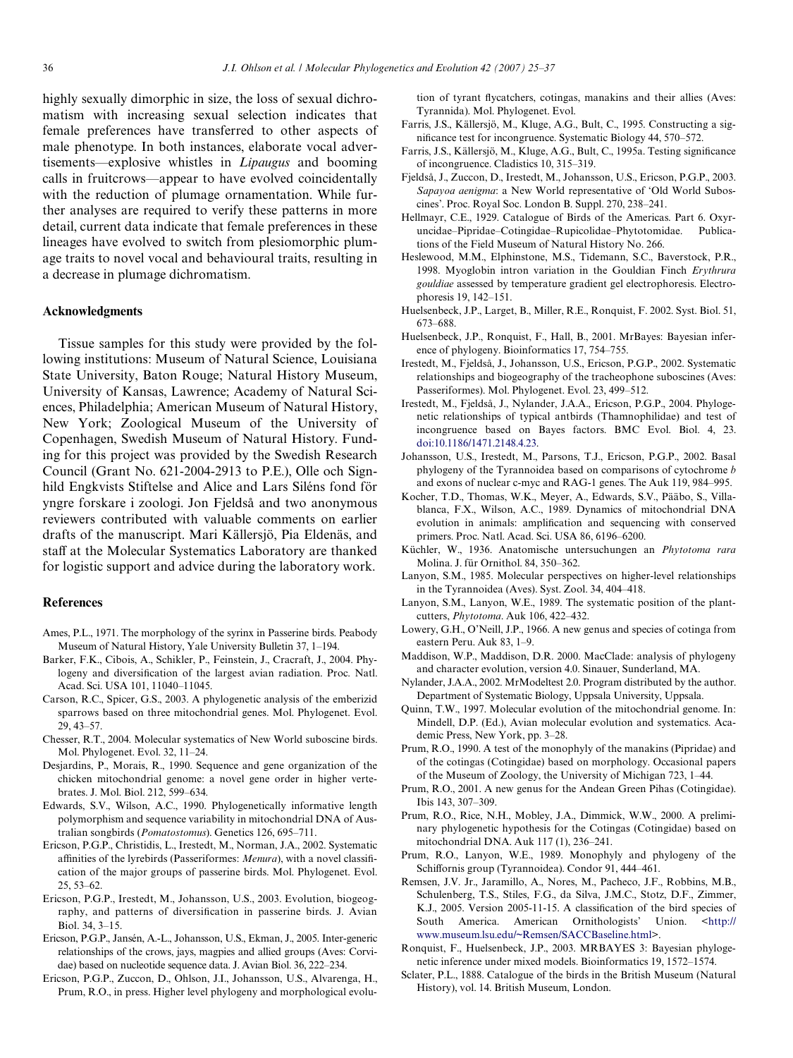highly sexually dimorphic in size, the loss of sexual dichromatism with increasing sexual selection indicates that female preferences have transferred to other aspects of male phenotype. In both instances, elaborate vocal advertisements—explosive whistles in *Lipaugus* and booming calls in fruitcrows—appear to have evolved coincidentally with the reduction of plumage ornamentation. While further analyses are required to verify these patterns in more detail, current data indicate that female preferences in these lineages have evolved to switch from plesiomorphic plumage traits to novel vocal and behavioural traits, resulting in a decrease in plumage dichromatism.

## Acknowledgments

Tissue samples for this study were provided by the following institutions: Museum of Natural Science, Louisiana State University, Baton Rouge; Natural History Museum, University of Kansas, Lawrence; Academy of Natural Sciences, Philadelphia; American Museum of Natural History, New York; Zoological Museum of the University of Copenhagen, Swedish Museum of Natural History. Funding for this project was provided by the Swedish Research Council (Grant No. 621-2004-2913 to P.E.), Olle och Signhild Engkvists Stiftelse and Alice and Lars Siléns fond för yngre forskare i zoologi. Jon Fjeldså and two anonymous reviewers contributed with valuable comments on earlier drafts of the manuscript. Mari Källersjö, Pia Eldenäs, and staff at the Molecular Systematics Laboratory are thanked for logistic support and advice during the laboratory work.

## References

Ames, P.L., 1971. The morphology of the syrinx in Passerine birds. Peabody Museum of Natural History, Yale University Bulletin 37, 1–194.

Barker, F.K., Cibois, A., Schikler, P., Feinstein, J., Cracraft, J., 2004. Phylogeny and diversification of the largest avian radiation. Proc. Natl. Acad. Sci. USA 101, 11040–11045.

Carson, R.C., Spicer, G.S., 2003. A phylogenetic analysis of the emberizid sparrows based on three mitochondrial genes. Mol. Phylogenet. Evol. 29, 43–57.

Chesser, R.T., 2004. Molecular systematics of New World suboscine birds. Mol. Phylogenet. Evol. 32, 11–24.

Desjardins, P., Morais, R., 1990. Sequence and gene organization of the chicken mitochondrial genome: a novel gene order in higher vertebrates. J. Mol. Biol. 212, 599–634.

Edwards, S.V., Wilson, A.C., 1990. Phylogenetically informative length polymorphism and sequence variability in mitochondrial DNA of Australian songbirds (*Pomatostomus*). Genetics 126, 695–711.

Ericson, P.G.P., Christidis, L., Irestedt, M., Norman, J.A., 2002. Systematic affinities of the lyrebirds (Passeriformes: *Menura*), with a novel classification of the major groups of passerine birds. Mol. Phylogenet. Evol. 25, 53–62.

Ericson, P.G.P., Irestedt, M., Johansson, U.S., 2003. Evolution, biogeography, and patterns of diversification in passerine birds. J. Avian Biol. 34, 3–15.

Ericson, P.G.P., Jansén, A.-L., Johansson, U.S., Ekman, J., 2005. Inter-generic relationships of the crows, jays, magpies and allied groups (Aves: Corvidae) based on nucleotide sequence data. J. Avian Biol. 36, 222–234.

Ericson, P.G.P., Zuccon, D., Ohlson, J.I., Johansson, U.S., Alvarenga, H., Prum, R.O., in press. Higher level phylogeny and morphological evolution of tyrant flycatchers, cotingas, manakins and their allies (Aves: Tyrannida). Mol. Phylogenet. Evol.

Farris, J.S., Källersjö, M., Kluge, A.G., Bult, C., 1995. Constructing a significance test for incongruence. Systematic Biology 44, 570–572.

Farris, J.S., Källersjö, M., Kluge, A.G., Bult, C., 1995a. Testing significance of incongruence. Cladistics 10, 315–319.

Fjeldså, J., Zuccon, D., Irestedt, M., Johansson, U.S., Ericson, P.G.P., 2003. *Sapayoa aenigma*: a New World representative of 'Old World Suboscines'. Proc. Royal Soc. London B. Suppl. 270, 238–241.

Hellmayr, C.E., 1929. Catalogue of Birds of the Americas. Part 6. Oxyruncidae–Pipridae–Cotingidae–Rupicolidae–Phytotomidae. Publications of the Field Museum of Natural History No. 266.

Heslewood, M.M., Elphinstone, M.S., Tidemann, S.C., Baverstock, P.R., 1998. Myoglobin intron variation in the Gouldian Finch *Erythrura gouldiae* assessed by temperature gradient gel electrophoresis. Electrophoresis 19, 142–151.

Huelsenbeck, J.P., Larget, B., Miller, R.E., Ronquist, F. 2002. Syst. Biol. 51, 673–688.

Huelsenbeck, J.P., Ronquist, F., Hall, B., 2001. MrBayes: Bayesian inference of phylogeny. Bioinformatics 17, 754–755.

Irestedt, M., Fjeldså, J., Johansson, U.S., Ericson, P.G.P., 2002. Systematic relationships and biogeography of the tracheophone suboscines (Aves: Passeriformes). Mol. Phylogenet. Evol. 23, 499–512.

Irestedt, M., Fjeldså, J., Nylander, J.A.A., Ericson, P.G.P., 2004. Phylogenetic relationships of typical antbirds (Thamnophilidae) and test of incongruence based on Bayes factors. BMC Evol. Biol. 4, 23. doi:10.1186/1471.2148.4.23.

Johansson, U.S., Irestedt, M., Parsons, T.J., Ericson, P.G.P., 2002. Basal phylogeny of the Tyrannoidea based on comparisons of cytochrome *b* and exons of nuclear c-myc and RAG-1 genes. The Auk 119, 984–995.

Kocher, T.D., Thomas, W.K., Meyer, A., Edwards, S.V., Pääbo, S., Villablanca, F.X., Wilson, A.C., 1989. Dynamics of mitochondrial DNA evolution in animals: amplification and sequencing with conserved primers. Proc. Natl. Acad. Sci. USA 86, 6196–6200.

Küchler, W., 1936. Anatomische untersuchungen an *Phytotoma rara* Molina. J. für Ornithol. 84, 350–362.

Lanyon, S.M., 1985. Molecular perspectives on higher-level relationships in the Tyrannoidea (Aves). Syst. Zool. 34, 404–418.

Lanyon, S.M., Lanyon, W.E., 1989. The systematic position of the plantcutters, *Phytotoma*. Auk 106, 422–432.

Lowery, G.H., O'Neill, J.P., 1966. A new genus and species of cotinga from eastern Peru. Auk 83, 1–9.

Maddison, W.P., Maddison, D.R. 2000. MacClade: analysis of phylogeny and character evolution, version 4.0. Sinauer, Sunderland, MA.

Nylander, J.A.A., 2002. MrModeltest 2.0. Program distributed by the author. Department of Systematic Biology, Uppsala University, Uppsala.

Quinn, T.W., 1997. Molecular evolution of the mitochondrial genome. In: Mindell, D.P. (Ed.), Avian molecular evolution and systematics. Academic Press, New York, pp. 3–28.

Prum, R.O., 1990. A test of the monophyly of the manakins (Pipridae) and of the cotingas (Cotingidae) based on morphology. Occasional papers of the Museum of Zoology, the University of Michigan 723, 1–44.

Prum, R.O., 2001. A new genus for the Andean Green Pihas (Cotingidae). Ibis 143, 307–309.

Prum, R.O., Rice, N.H., Mobley, J.A., Dimmick, W.W., 2000. A preliminary phylogenetic hypothesis for the Cotingas (Cotingidae) based on mitochondrial DNA. Auk 117 (1), 236–241.

Prum, R.O., Lanyon, W.E., 1989. Monophyly and phylogeny of the Schiffornis group (Tyrannoidea). Condor 91, 444–461.

Remsen, J.V. Jr., Jaramillo, A., Nores, M., Pacheco, J.F., Robbins, M.B., Schulenberg, T.S., Stiles, F.G., da Silva, J.M.C., Stotz, D.F., Zimmer, K.J., 2005. Version 2005-11-15. A classification of the bird species of South America. American Ornithologists' Union. <http://www.museum.lsu.edu/~Remsen/SACCBaseline.html>.

Ronquist, F., Huelsenbeck, J.P., 2003. MRBAYES 3: Bayesian phylogenetic inference under mixed models. Bioinformatics 19, 1572–1574.

Sclater, P.L., 1888. Catalogue of the birds in the British Museum (Natural History), vol. 14. British Museum, London.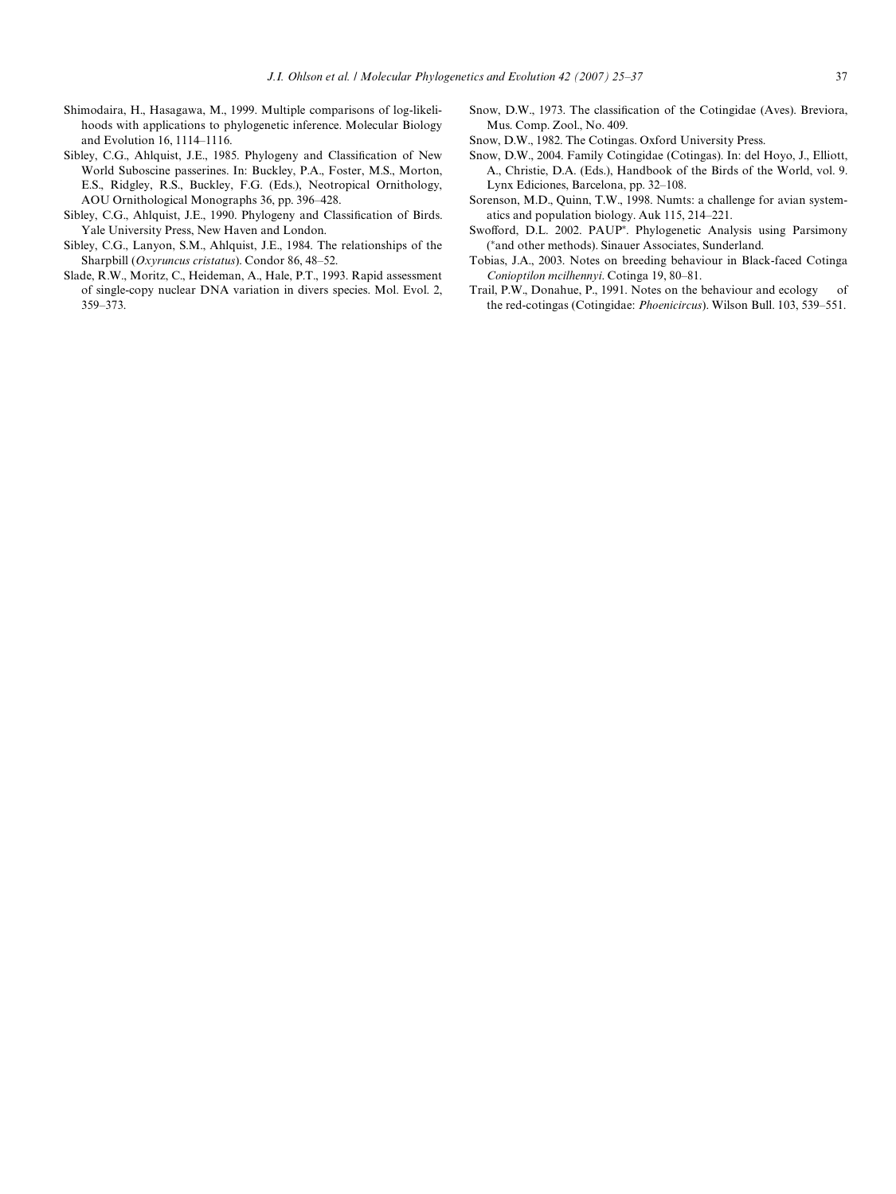- Shimodaira, H., Hasagawa, M., 1999. Multiple comparisons of log-likelihoods with applications to phylogenetic inference. Molecular Biology and Evolution 16, 1114–1116.
- Sibley, C.G., Ahlquist, J.E., 1985. Phylogeny and Classification of New World Suboscine passerines. In: Buckley, P.A., Foster, M.S., Morton, E.S., Ridgley, R.S., Buckley, F.G. (Eds.), Neotropical Ornithology, AOU Ornithological Monographs 36, pp. 396–428.
- Sibley, C.G., Ahlquist, J.E., 1990. Phylogeny and Classification of Birds. Yale University Press, New Haven and London.
- Sibley, C.G., Lanyon, S.M., Ahlquist, J.E., 1984. The relationships of the Sharpbill (*Oxyruncus cristatus*). Condor 86, 48–52.
- Slade, R.W., Moritz, C., Heideman, A., Hale, P.T., 1993. Rapid assessment of single-copy nuclear DNA variation in divers species. Mol. Evol. 2, 359–373.
- Snow, D.W., 1973. The classification of the Cotingidae (Aves). Breviora, Mus. Comp. Zool., No. 409.
- Snow, D.W., 1982. The Cotingas. Oxford University Press.
- Snow, D.W., 2004. Family Cotingidae (Cotingas). In: del Hoyo, J., Elliott, A., Christie, D.A. (Eds.), Handbook of the Birds of the World, vol. 9. Lynx Ediciones, Barcelona, pp. 32–108.
- Sorenson, M.D., Quinn, T.W., 1998. Numts: a challenge for avian systematics and population biology. Auk 115, 214–221.
- Swofford, D.L. 2002. PAUP*. Phylogenetic Analysis using Parsimony (*and other methods). Sinauer Associates, Sunderland.
- Tobias, J.A., 2003. Notes on breeding behaviour in Black-faced Cotinga *Conioptilon mcilhennyi*. Cotinga 19, 80–81.
- Trail, P.W., Donahue, P., 1991. Notes on the behaviour and ecology of the red-cotingas (Cotingidae: *Phoenicircus*). Wilson Bull. 103, 539–551.